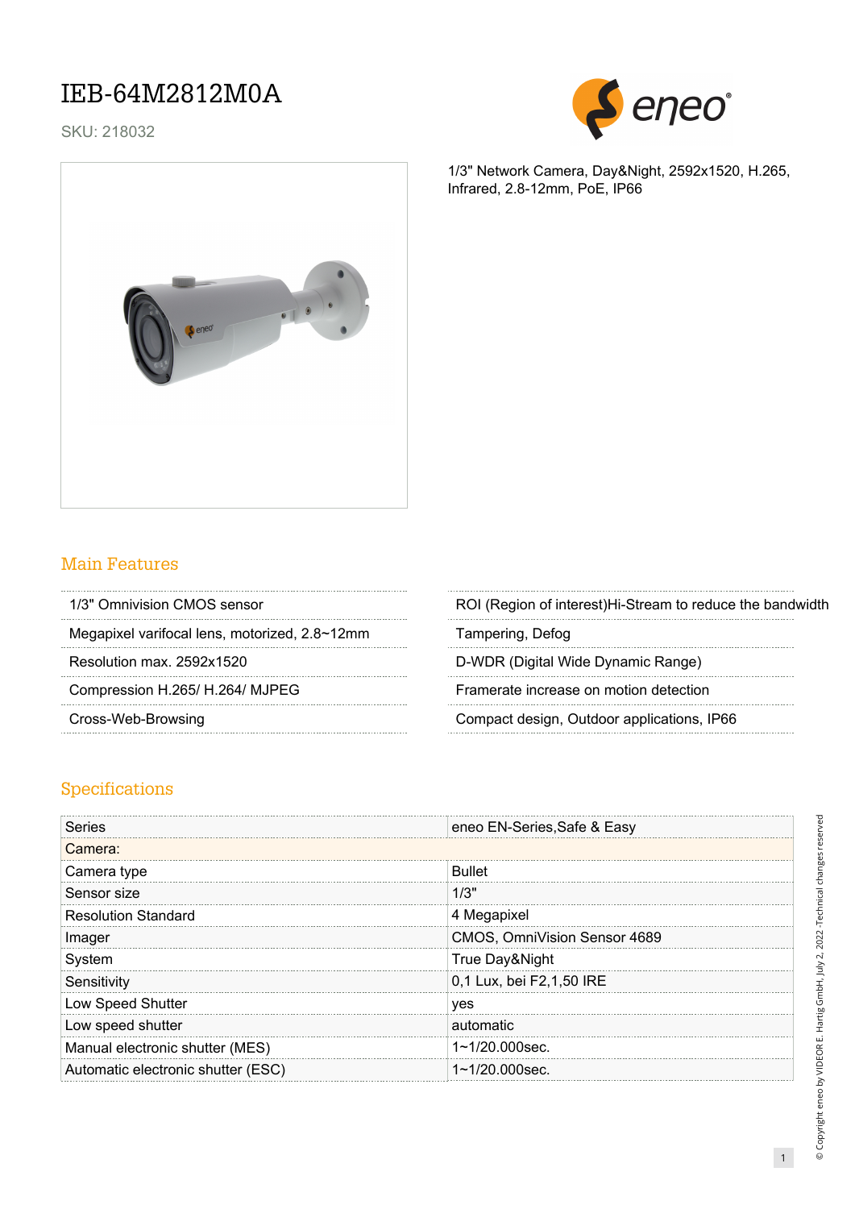# IEB-64M2812M0A

SKU: 218032

1/3" Network Camera, Day&Night, 2592x1520, H.265, Infrared, 2.8-12mm, PoE, IP66

## Main Features

- 1/3" Omnivision CMOS sensor
- Megapixel varifocal lens, motorized, 2.8~12mm
- Resolution max. 2592x1520
- Compression H.265/ H.264/ MJPEG
- Cross-Web-Browsing
- ROI (Region of interest)Hi-Stream to reduce the bandwidth
- Tampering, Defog
- D-WDR (Digital Wide Dynamic Range)
- Framerate increase on motion detection
- Compact design, Outdoor applications, IP66

## Specifications

| | |
|---|---|
| Series | eneo EN-Series,Safe & Easy |
| Camera: | |
| Camera type | Bullet |
| Sensor size | 1/3" |
| Resolution Standard | 4 Megapixel |
| Imager | CMOS, OmniVision Sensor 4689 |
| System | True Day&Night |
| Sensitivity | 0,1 Lux, bei F2,1,50 IRE |
| Low Speed Shutter | yes |
| Low speed shutter | automatic |
| Manual electronic shutter (MES) | 1~1/20.000sec. |
| Automatic electronic shutter (ESC) | 1~1/20.000sec. |

© Copyright eneo by VIDEOR E. Hartig GmbH, July 2, 2022 -Technical changes reserved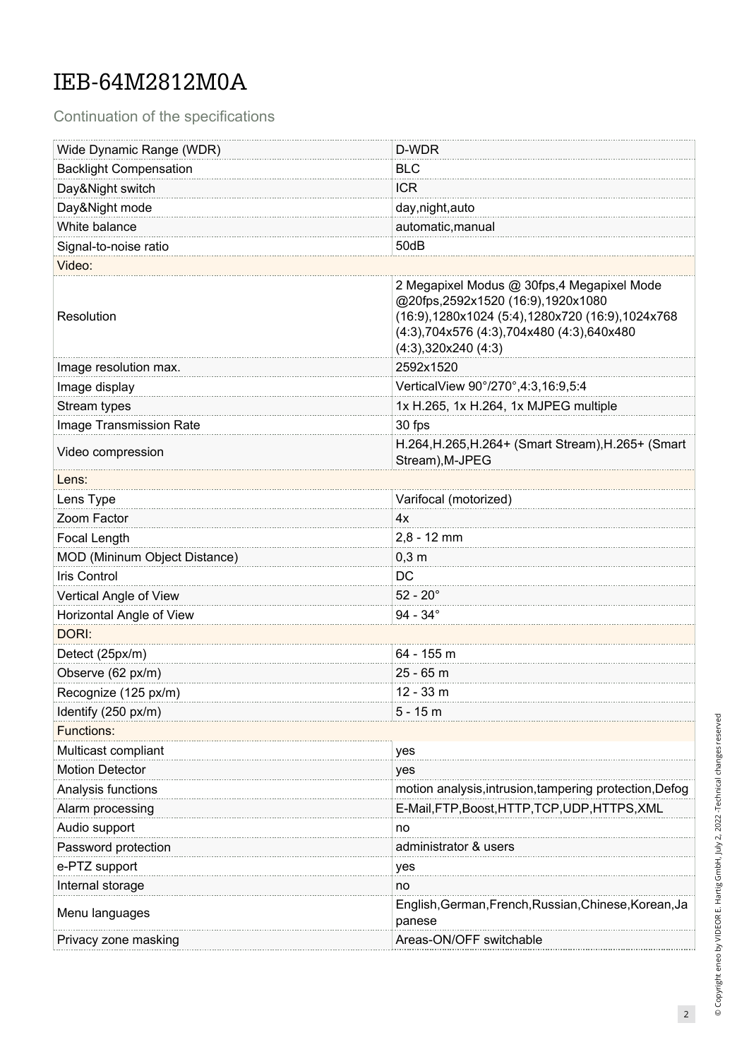# IEB-64M2812M0A

Continuation of the specifications

| | |
|---|---|
| Wide Dynamic Range (WDR) | D-WDR |
| Backlight Compensation | BLC |
| Day&Night switch | ICR |
| Day&Night mode | day,night,auto |
| White balance | automatic,manual |
| Signal-to-noise ratio | 50dB |
| **Video:** | |
| Resolution | 2 Megapixel Modus @ 30fps,4 Megapixel Mode @20fps,2592x1520 (16:9),1920x1080 (16:9),1280x1024 (5:4),1280x720 (16:9),1024x768 (4:3),704x576 (4:3),704x480 (4:3),640x480 (4:3),320x240 (4:3) |
| Image resolution max. | 2592x1520 |
| Image display | VerticalView 90°/270°,4:3,16:9,5:4 |
| Stream types | 1x H.265, 1x H.264, 1x MJPEG multiple |
| Image Transmission Rate | 30 fps |
| Video compression | H.264,H.265,H.264+ (Smart Stream),H.265+ (Smart Stream),M-JPEG |
| **Lens:** | |
| Lens Type | Varifocal (motorized) |
| Zoom Factor | 4x |
| Focal Length | 2,8 - 12 mm |
| MOD (Mininum Object Distance) | 0,3 m |
| Iris Control | DC |
| Vertical Angle of View | 52 - 20° |
| Horizontal Angle of View | 94 - 34° |
| **DORI:** | |
| Detect (25px/m) | 64 - 155 m |
| Observe (62 px/m) | 25 - 65 m |
| Recognize (125 px/m) | 12 - 33 m |
| Identify (250 px/m) | 5 - 15 m |
| **Functions:** | |
| Multicast compliant | yes |
| Motion Detector | yes |
| Analysis functions | motion analysis,intrusion,tampering protection,Defog |
| Alarm processing | E-Mail,FTP,Boost,HTTP,TCP,UDP,HTTPS,XML |
| Audio support | no |
| Password protection | administrator & users |
| e-PTZ support | yes |
| Internal storage | no |
| Menu languages | English,German,French,Russian,Chinese,Korean,Japanese |
| Privacy zone masking | Areas-ON/OFF switchable |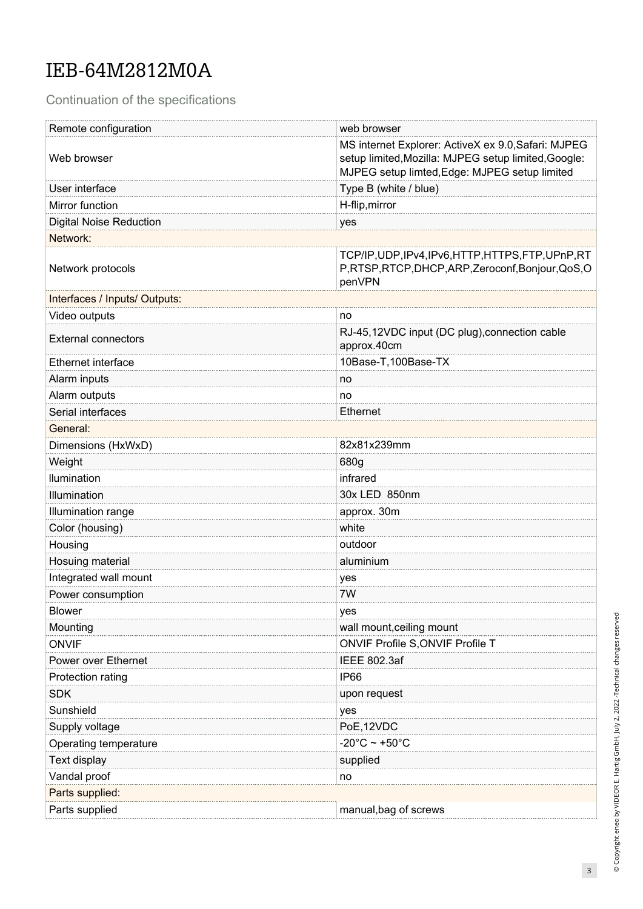# IEB-64M2812M0A

## Continuation of the specifications

| | |
|---|---|
| Remote configuration | web browser |
| Web browser | MS internet Explorer: ActiveX ex 9.0,Safari: MJPEG setup limited,Mozilla: MJPEG setup limited,Google: MJPEG setup limted,Edge: MJPEG setup limited |
| User interface | Type B (white / blue) |
| Mirror function | H-flip,mirror |
| Digital Noise Reduction | yes |
| Network: | |
| Network protocols | TCP/IP,UDP,IPv4,IPv6,HTTP,HTTPS,FTP,UPnP,RTP,RTSP,RTCP,DHCP,ARP,Zeroconf,Bonjour,QoS,OpenVPN |
| Interfaces / Inputs/ Outputs: | |
| Video outputs | no |
| External connectors | RJ-45,12VDC input (DC plug),connection cable approx.40cm |
| Ethernet interface | 10Base-T,100Base-TX |
| Alarm inputs | no |
| Alarm outputs | no |
| Serial interfaces | Ethernet |
| General: | |
| Dimensions (HxWxD) | 82x81x239mm |
| Weight | 680g |
| llumination | infrared |
| Illumination | 30x LED 850nm |
| Illumination range | approx. 30m |
| Color (housing) | white |
| Housing | outdoor |
| Hosuing material | aluminium |
| Integrated wall mount | yes |
| Power consumption | 7W |
| Blower | yes |
| Mounting | wall mount,ceiling mount |
| ONVIF | ONVIF Profile S,ONVIF Profile T |
| Power over Ethernet | IEEE 802.3af |
| Protection rating | IP66 |
| SDK | upon request |
| Sunshield | yes |
| Supply voltage | PoE,12VDC |
| Operating temperature | -20°C ~ +50°C |
| Text display | supplied |
| Vandal proof | no |
| Parts supplied: | |
| Parts supplied | manual,bag of screws |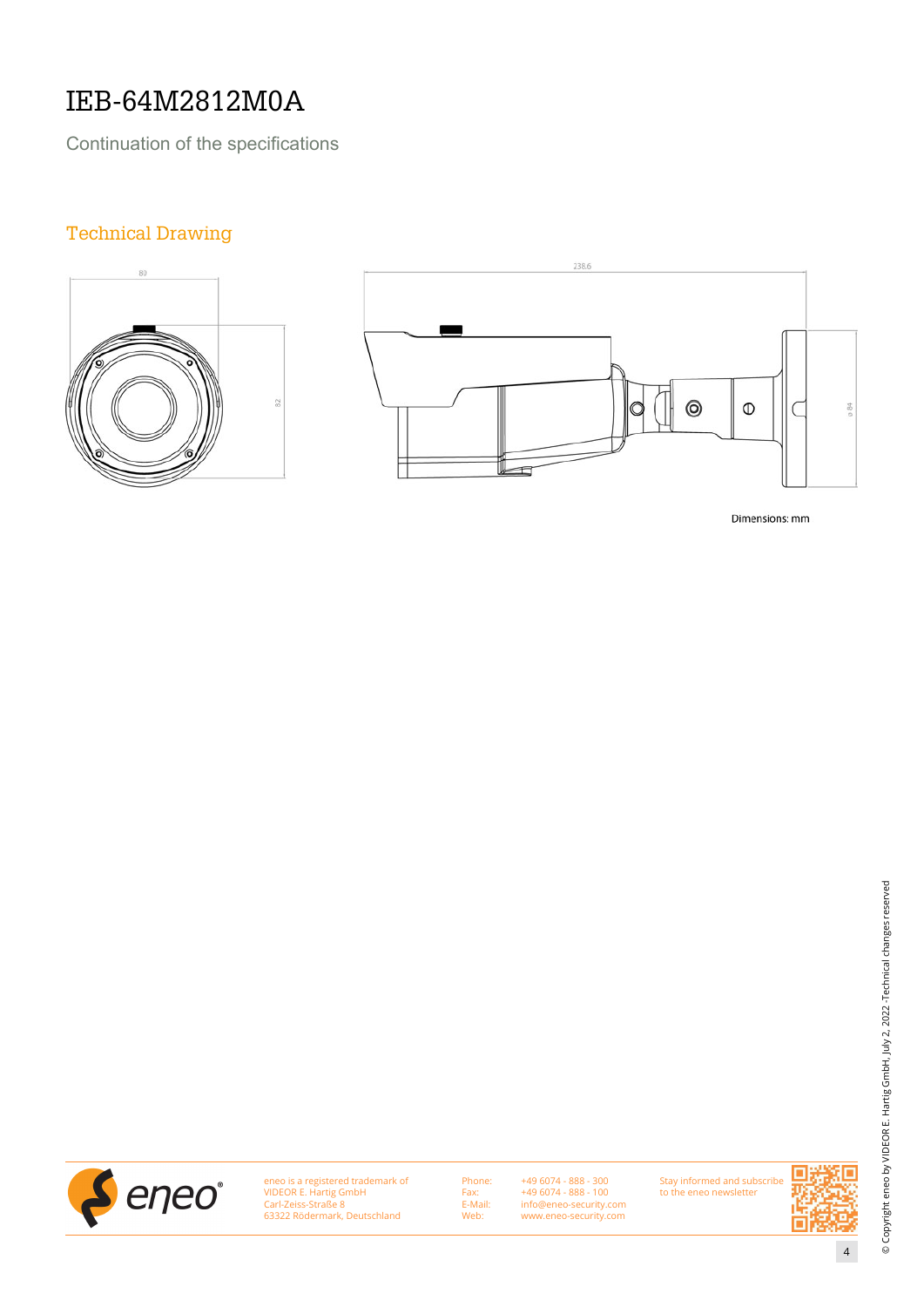# IEB-64M2812M0A

Continuation of the specifications

## Technical Drawing

80

82

238.6

ø 84

Dimensions: mm

eneo is a registered trademark of
VIDEOR E. Hartig GmbH
Carl-Zeiss-Straße 8
63322 Rödermark, Deutschland

Phone: +49 6074 - 888 - 300
Fax: +49 6074 - 888 - 100
E-Mail: info@eneo-security.com
Web: www.eneo-security.com

Stay informed and subscribe to the eneo newsletter

© Copyright eneo by VIDEOR E. Hartig GmbH, July 2, 2022 -Technical changes reserved